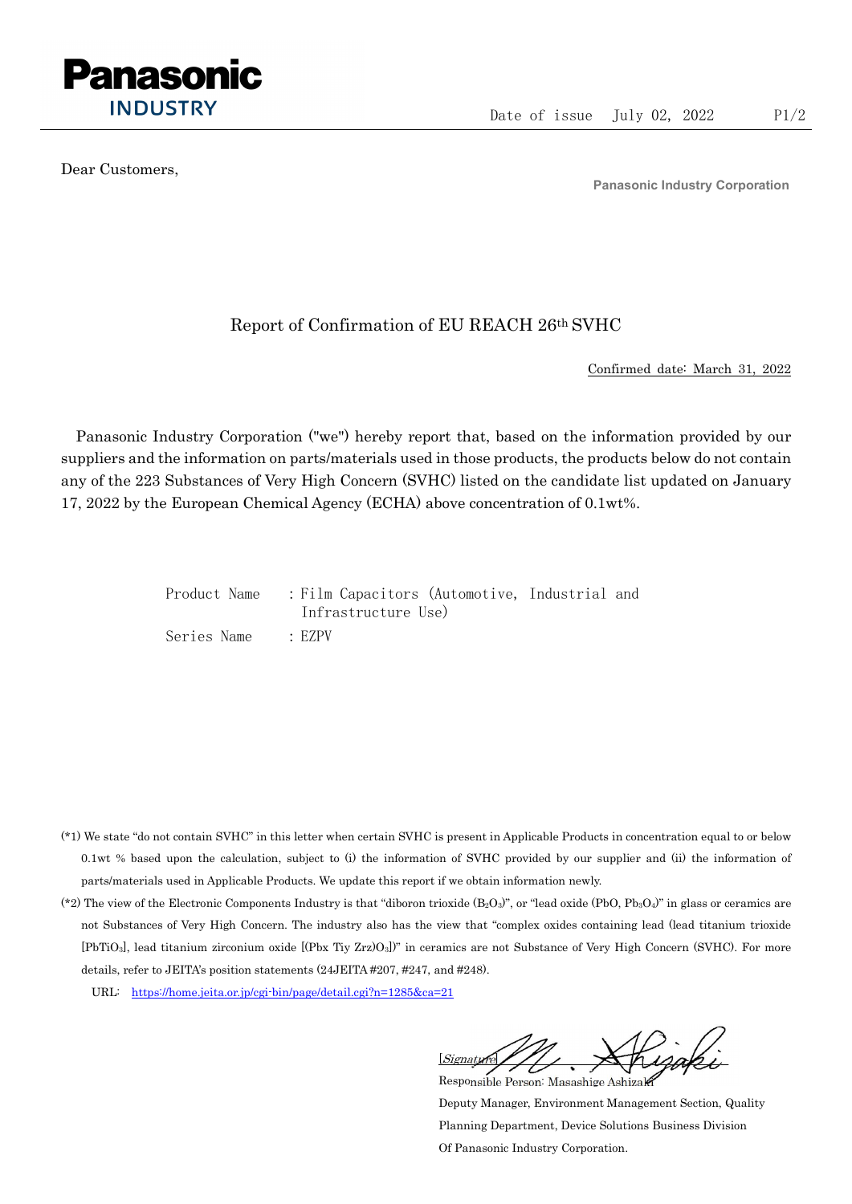Panasonic INDUSTRY

Date of issue July 02, 2022

Dear Customers,

Panasonic Industry Corporation

# Report of Confirmation of EU REACH 26th SVHC

Confirmed date: March 31, 2022

Panasonic Industry Corporation ("we") hereby report that, based on the information provided by our suppliers and the information on parts/materials used in those products, the products below do not contain any of the 223 Substances of Very High Concern (SVHC) listed on the candidate list updated on January 17, 2022 by the European Chemical Agency (ECHA) above concentration of 0.1wt%.

Product Name : Film Capacitors (Automotive, Industrial and Infrastructure Use)

Series Name : EZPV

(*1) We state "do not contain SVHC" in this letter when certain SVHC is present in Applicable Products in concentration equal to or below 0.1wt % based upon the calculation, subject to (i) the information of SVHC provided by our supplier and (ii) the information of parts/materials used in Applicable Products. We update this report if we obtain information newly.

(*2) The view of the Electronic Components Industry is that "diboron trioxide ($B_2O_3$)", or "lead oxide ($PbO$, $Pb_3O_4$)" in glass or ceramics are not Substances of Very High Concern. The industry also has the view that "complex oxides containing lead (lead titanium trioxide [$PbTiO_3$], lead titanium zirconium oxide [$(Pbx\ Tiy\ Zrz)O_3$])" in ceramics are not Substance of Very High Concern (SVHC). For more details, refer to JEITA's position statements (24JEITA #207, #247, and #248).

URL: https://home.jeita.or.jp/cgi-bin/page/detail.cgi?n=1285&ca=21

[Signature]

Responsible Person: Masashige Ashizaki

Deputy Manager, Environment Management Section, Quality Planning Department, Device Solutions Business Division Of Panasonic Industry Corporation.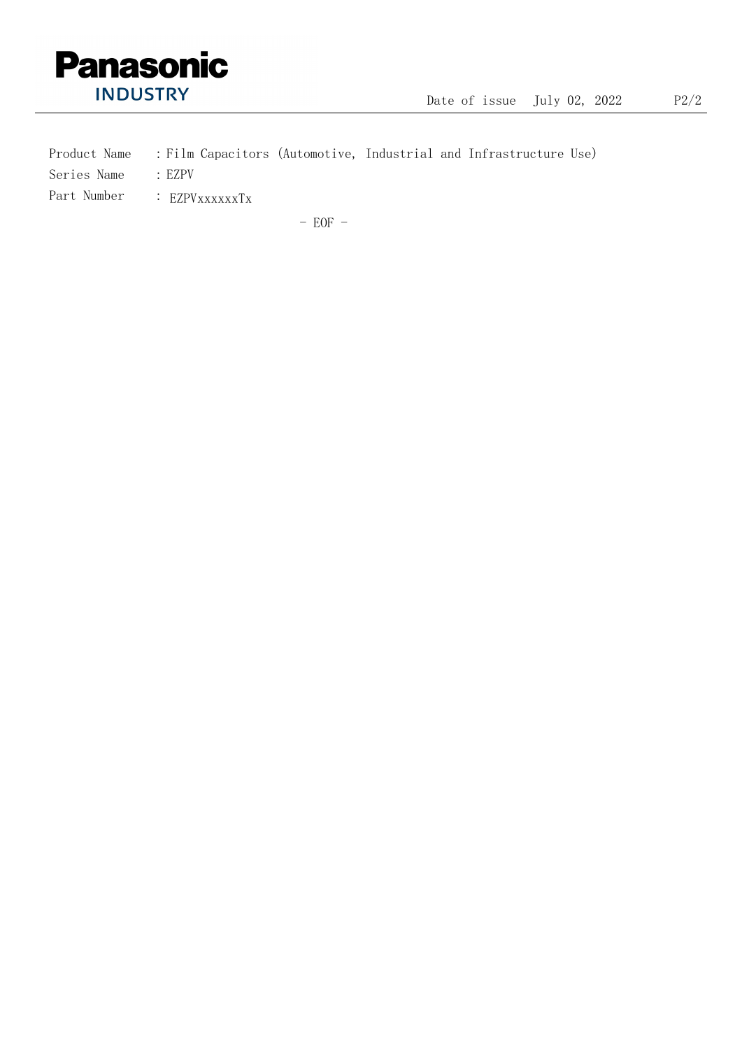Product Name : Film Capacitors (Automotive, Industrial and Infrastructure Use)

Series Name : EZPV

Part Number : EZPVxxxxxxTx

- EOF -